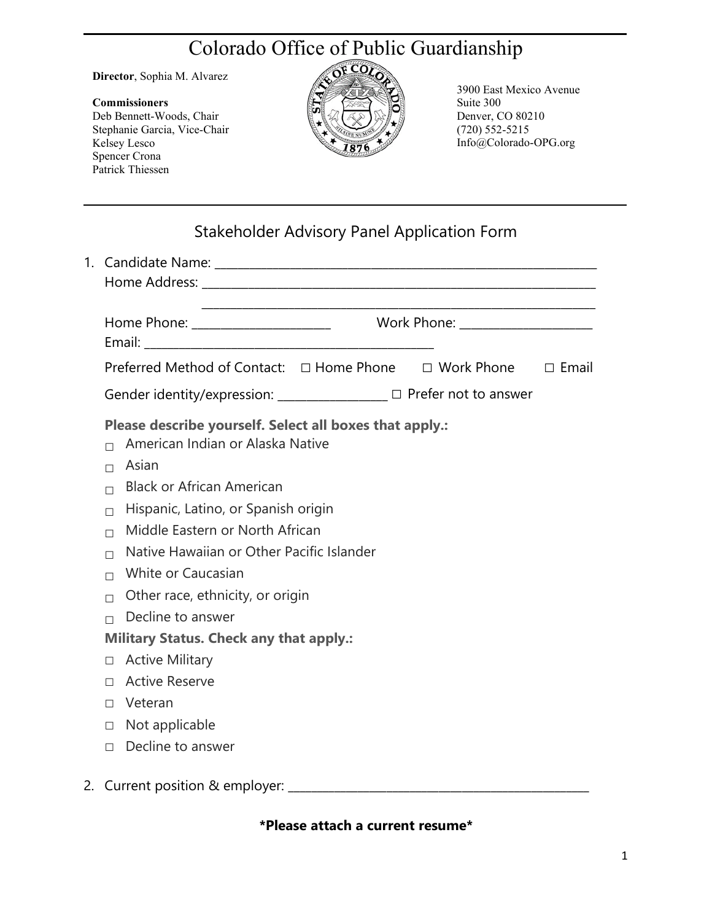# Colorado Office of Public Guardianship

**Director**, Sophia M. Alvarez

**Commissioners**
Deb Bennett-Woods, Chair
Stephanie Garcia, Vice-Chair
Kelsey Lesco
Spencer Crona
Patrick Thiessen

3900 East Mexico Avenue
Suite 300
Denver, CO 80210
(720) 552-5215
Info@Colorado-OPG.org

## Stakeholder Advisory Panel Application Form

1. Candidate Name: ______________________________________________________________

   Home Address: ______________________________________________________________

   ______________________________________________________________

   Home Phone: ______________________ Work Phone: _____________________

   Email: ____________________________________________

   Preferred Method of Contact: ☐ Home Phone ☐ Work Phone ☐ Email

   Gender identity/expression: __________________ ☐ Prefer not to answer

   **Please describe yourself. Select all boxes that apply.:**

   ☐ American Indian or Alaska Native
   ☐ Asian
   ☐ Black or African American
   ☐ Hispanic, Latino, or Spanish origin
   ☐ Middle Eastern or North African
   ☐ Native Hawaiian or Other Pacific Islander
   ☐ White or Caucasian
   ☐ Other race, ethnicity, or origin
   ☐ Decline to answer

   **Military Status. Check any that apply.:**

   ☐ Active Military
   ☐ Active Reserve
   ☐ Veteran
   ☐ Not applicable
   ☐ Decline to answer

2. Current position & employer: _________________________________________________

**\*Please attach a current resume\***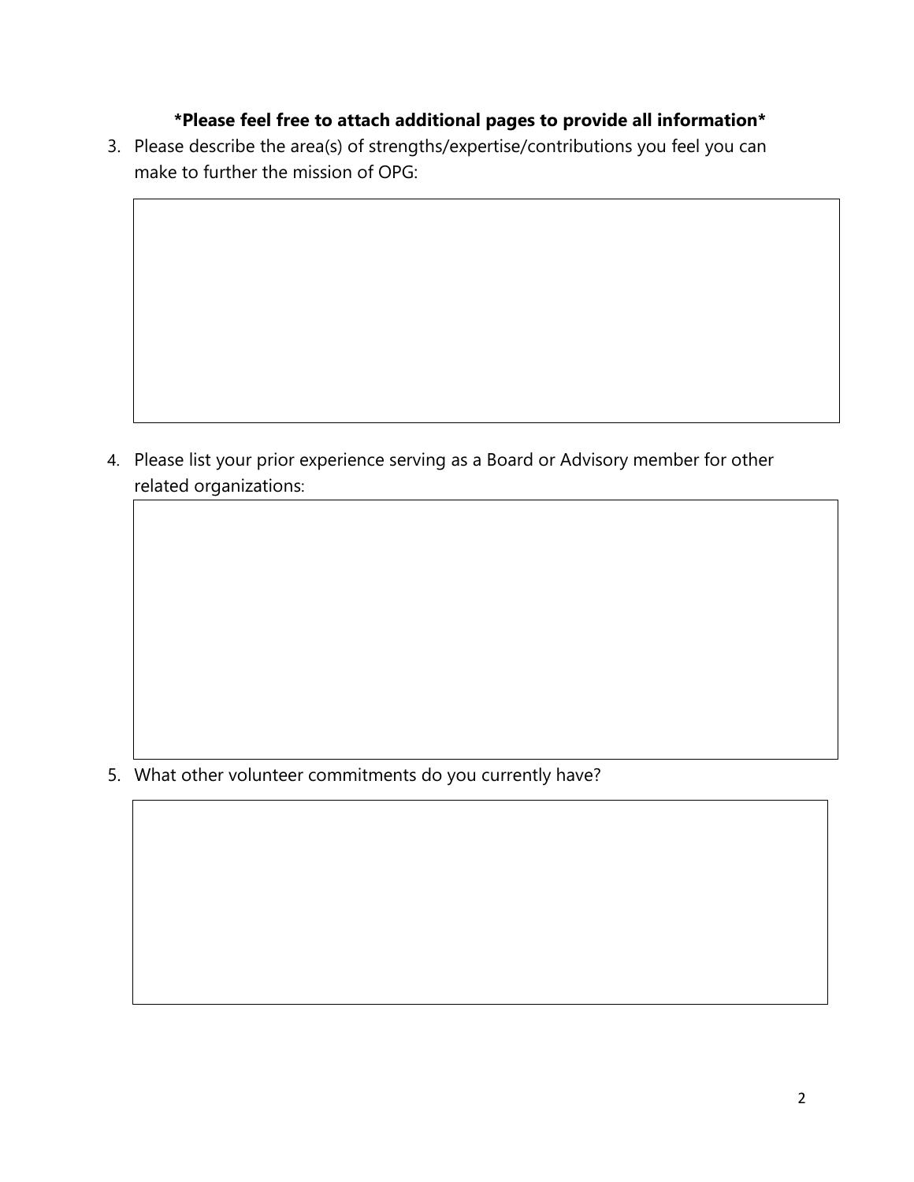**\*Please feel free to attach additional pages to provide all information\***

3. Please describe the area(s) of strengths/expertise/contributions you feel you can make to further the mission of OPG:

4. Please list your prior experience serving as a Board or Advisory member for other related organizations:

5. What other volunteer commitments do you currently have?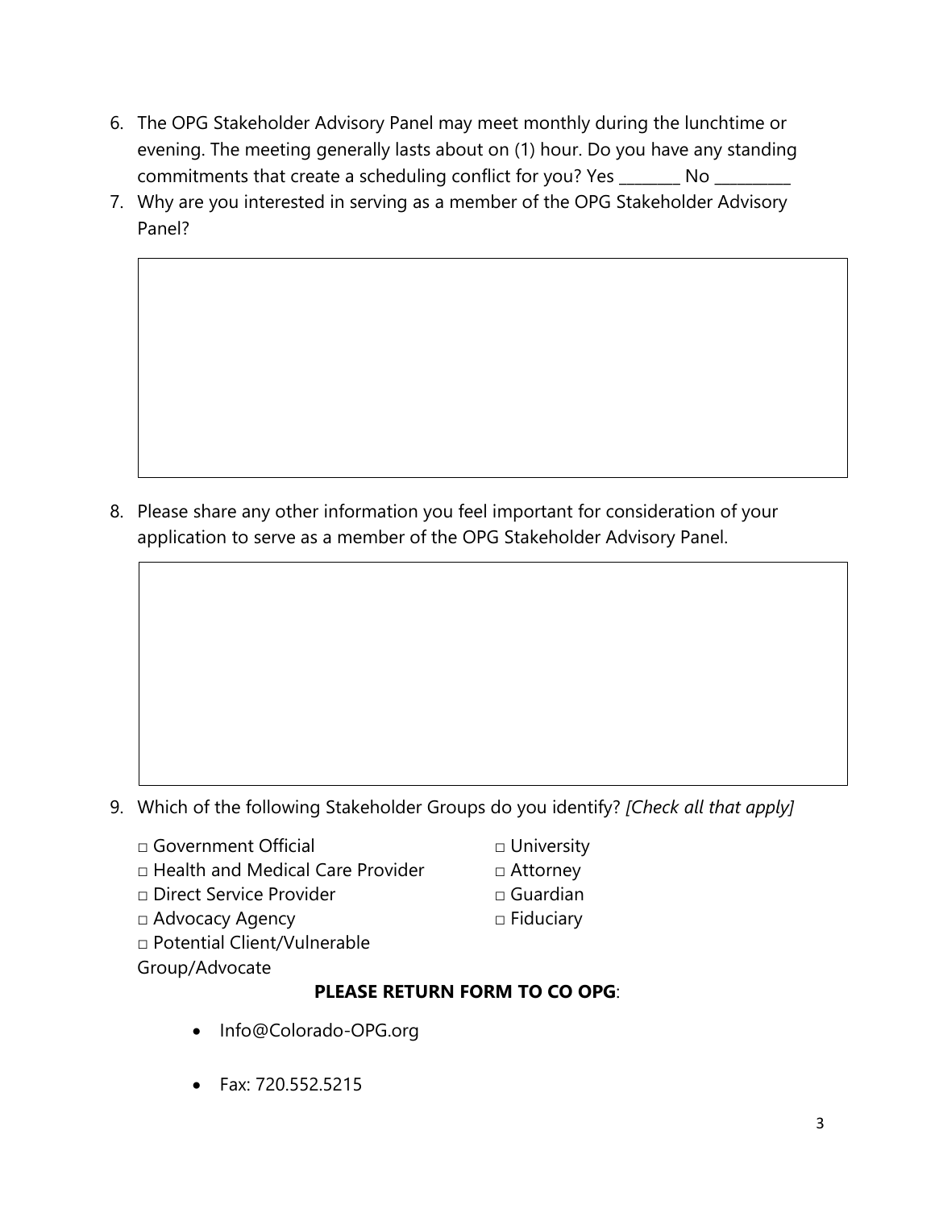6. The OPG Stakeholder Advisory Panel may meet monthly during the lunchtime or evening. The meeting generally lasts about on (1) hour. Do you have any standing commitments that create a scheduling conflict for you? Yes ________ No __________
7. Why are you interested in serving as a member of the OPG Stakeholder Advisory Panel?

8. Please share any other information you feel important for consideration of your application to serve as a member of the OPG Stakeholder Advisory Panel.

9. Which of the following Stakeholder Groups do you identify? *[Check all that apply]*

□ Government Official
□ Health and Medical Care Provider
□ Direct Service Provider
□ Advocacy Agency
□ Potential Client/Vulnerable Group/Advocate
□ University
□ Attorney
□ Guardian
□ Fiduciary

**PLEASE RETURN FORM TO CO OPG**:

- Info@Colorado-OPG.org
- Fax: 720.552.5215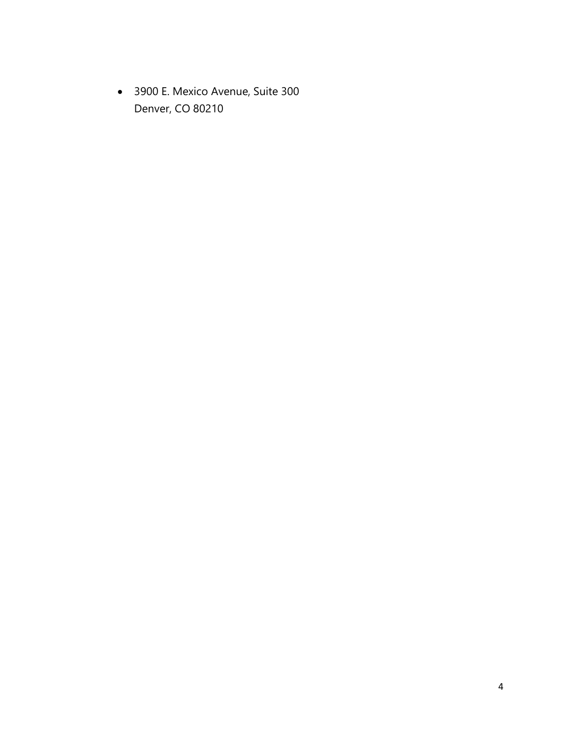- 3900 E. Mexico Avenue, Suite 300
  Denver, CO 80210